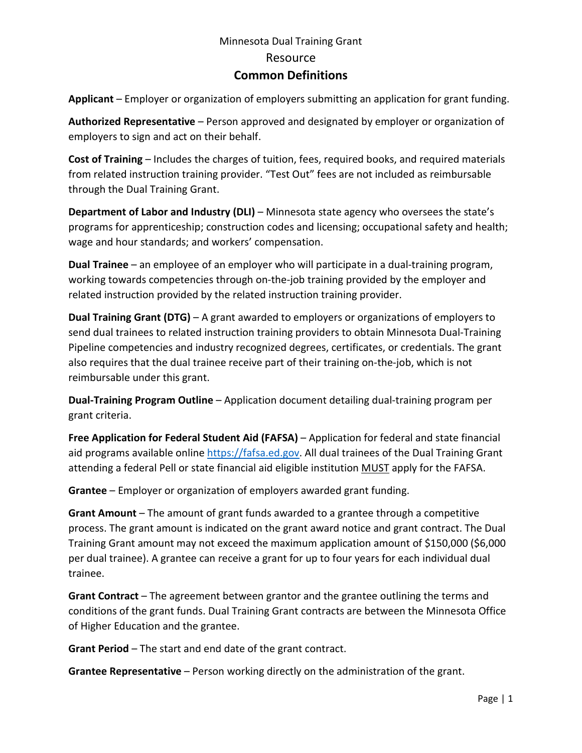Minnesota Dual Training Grant

Resource

# Common Definitions

**Applicant** – Employer or organization of employers submitting an application for grant funding.

**Authorized Representative** – Person approved and designated by employer or organization of employers to sign and act on their behalf.

**Cost of Training** – Includes the charges of tuition, fees, required books, and required materials from related instruction training provider. "Test Out" fees are not included as reimbursable through the Dual Training Grant.

**Department of Labor and Industry (DLI)** – Minnesota state agency who oversees the state's programs for apprenticeship; construction codes and licensing; occupational safety and health; wage and hour standards; and workers' compensation.

**Dual Trainee** – an employee of an employer who will participate in a dual-training program, working towards competencies through on-the-job training provided by the employer and related instruction provided by the related instruction training provider.

**Dual Training Grant (DTG)** – A grant awarded to employers or organizations of employers to send dual trainees to related instruction training providers to obtain Minnesota Dual-Training Pipeline competencies and industry recognized degrees, certificates, or credentials. The grant also requires that the dual trainee receive part of their training on-the-job, which is not reimbursable under this grant.

**Dual-Training Program Outline** – Application document detailing dual-training program per grant criteria.

**Free Application for Federal Student Aid (FAFSA)** – Application for federal and state financial aid programs available online [https://fafsa.ed.gov](https://fafsa.ed.gov). All dual trainees of the Dual Training Grant attending a federal Pell or state financial aid eligible institution <u>MUST</u> apply for the FAFSA.

**Grantee** – Employer or organization of employers awarded grant funding.

**Grant Amount** – The amount of grant funds awarded to a grantee through a competitive process. The grant amount is indicated on the grant award notice and grant contract. The Dual Training Grant amount may not exceed the maximum application amount of $150,000 ($6,000 per dual trainee). A grantee can receive a grant for up to four years for each individual dual trainee.

**Grant Contract** – The agreement between grantor and the grantee outlining the terms and conditions of the grant funds. Dual Training Grant contracts are between the Minnesota Office of Higher Education and the grantee.

**Grant Period** – The start and end date of the grant contract.

**Grantee Representative** – Person working directly on the administration of the grant.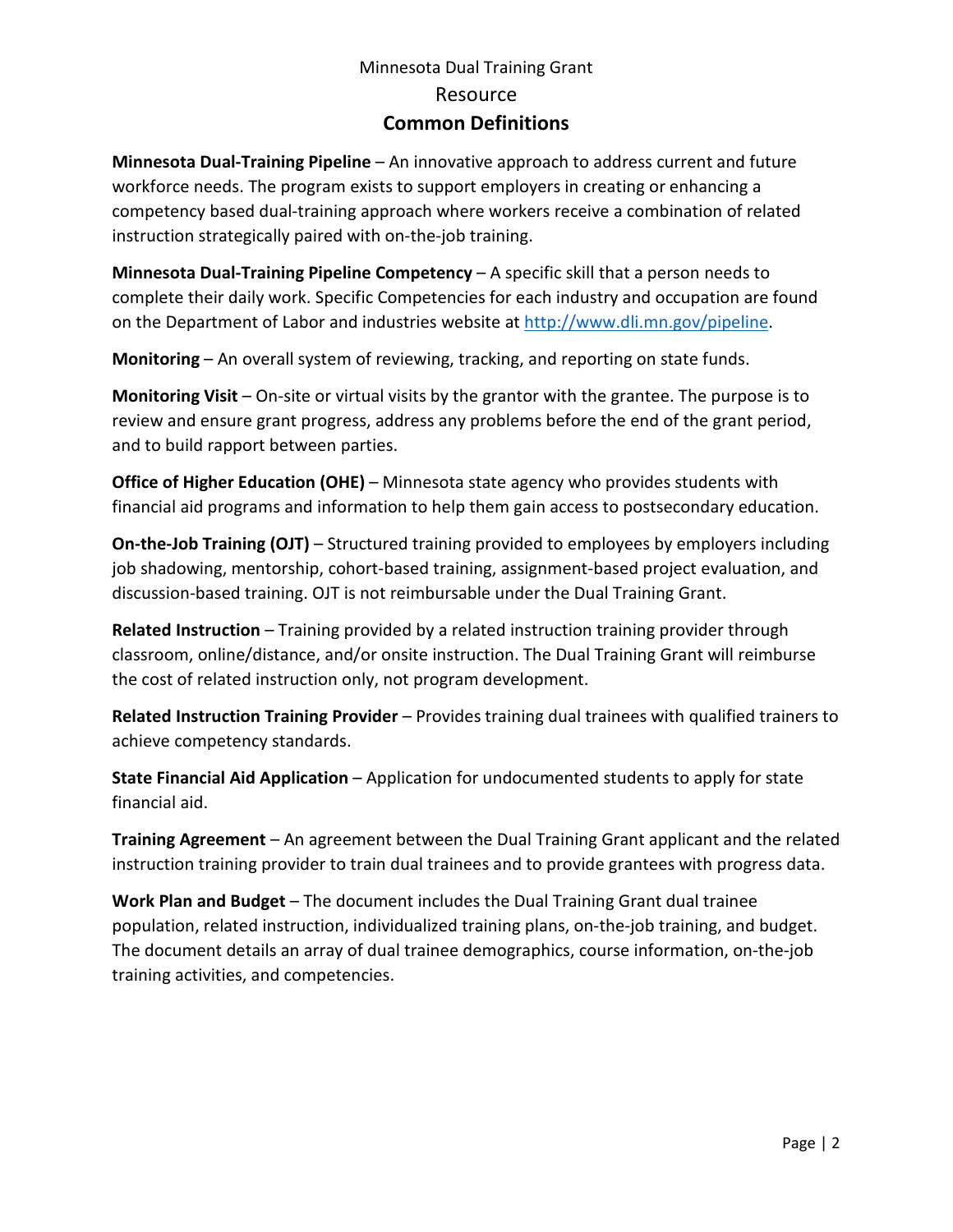Minnesota Dual Training Grant

Resource

## Common Definitions

**Minnesota Dual-Training Pipeline** – An innovative approach to address current and future workforce needs. The program exists to support employers in creating or enhancing a competency based dual-training approach where workers receive a combination of related instruction strategically paired with on-the-job training.

**Minnesota Dual-Training Pipeline Competency** – A specific skill that a person needs to complete their daily work. Specific Competencies for each industry and occupation are found on the Department of Labor and industries website at [http://www.dli.mn.gov/pipeline](http://www.dli.mn.gov/pipeline).

**Monitoring** – An overall system of reviewing, tracking, and reporting on state funds.

**Monitoring Visit** – On-site or virtual visits by the grantor with the grantee. The purpose is to review and ensure grant progress, address any problems before the end of the grant period, and to build rapport between parties.

**Office of Higher Education (OHE)** – Minnesota state agency who provides students with financial aid programs and information to help them gain access to postsecondary education.

**On-the-Job Training (OJT)** – Structured training provided to employees by employers including job shadowing, mentorship, cohort-based training, assignment-based project evaluation, and discussion-based training. OJT is not reimbursable under the Dual Training Grant.

**Related Instruction** – Training provided by a related instruction training provider through classroom, online/distance, and/or onsite instruction. The Dual Training Grant will reimburse the cost of related instruction only, not program development.

**Related Instruction Training Provider** – Provides training dual trainees with qualified trainers to achieve competency standards.

**State Financial Aid Application** – Application for undocumented students to apply for state financial aid.

**Training Agreement** – An agreement between the Dual Training Grant applicant and the related instruction training provider to train dual trainees and to provide grantees with progress data.

**Work Plan and Budget** – The document includes the Dual Training Grant dual trainee population, related instruction, individualized training plans, on-the-job training, and budget. The document details an array of dual trainee demographics, course information, on-the-job training activities, and competencies.